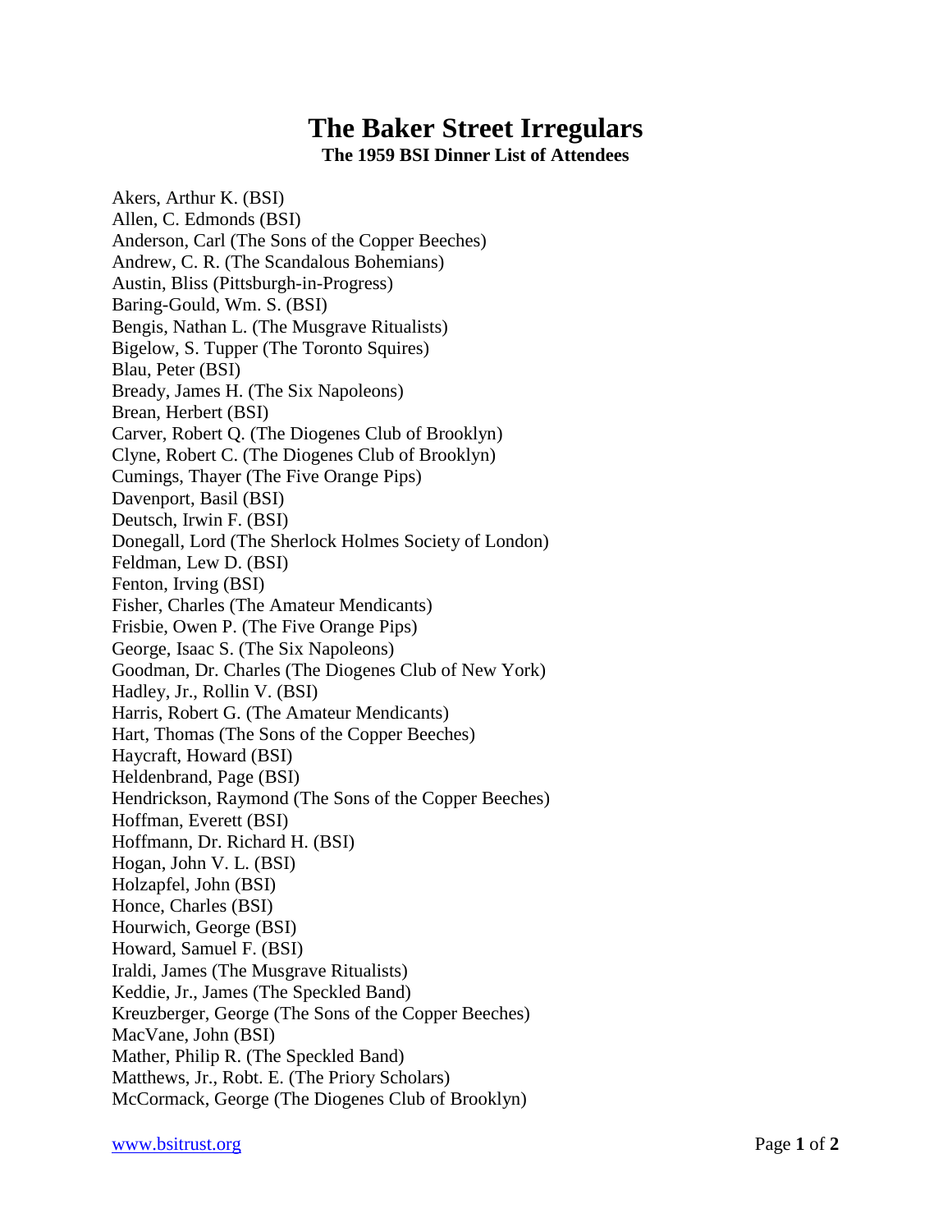# The Baker Street Irregulars

## The 1959 BSI Dinner List of Attendees

Akers, Arthur K. (BSI)
Allen, C. Edmonds (BSI)
Anderson, Carl (The Sons of the Copper Beeches)
Andrew, C. R. (The Scandalous Bohemians)
Austin, Bliss (Pittsburgh-in-Progress)
Baring-Gould, Wm. S. (BSI)
Bengis, Nathan L. (The Musgrave Ritualists)
Bigelow, S. Tupper (The Toronto Squires)
Blau, Peter (BSI)
Bready, James H. (The Six Napoleons)
Brean, Herbert (BSI)
Carver, Robert Q. (The Diogenes Club of Brooklyn)
Clyne, Robert C. (The Diogenes Club of Brooklyn)
Cumings, Thayer (The Five Orange Pips)
Davenport, Basil (BSI)
Deutsch, Irwin F. (BSI)
Donegall, Lord (The Sherlock Holmes Society of London)
Feldman, Lew D. (BSI)
Fenton, Irving (BSI)
Fisher, Charles (The Amateur Mendicants)
Frisbie, Owen P. (The Five Orange Pips)
George, Isaac S. (The Six Napoleons)
Goodman, Dr. Charles (The Diogenes Club of New York)
Hadley, Jr., Rollin V. (BSI)
Harris, Robert G. (The Amateur Mendicants)
Hart, Thomas (The Sons of the Copper Beeches)
Haycraft, Howard (BSI)
Heldenbrand, Page (BSI)
Hendrickson, Raymond (The Sons of the Copper Beeches)
Hoffman, Everett (BSI)
Hoffmann, Dr. Richard H. (BSI)
Hogan, John V. L. (BSI)
Holzapfel, John (BSI)
Honce, Charles (BSI)
Hourwich, George (BSI)
Howard, Samuel F. (BSI)
Iraldi, James (The Musgrave Ritualists)
Keddie, Jr., James (The Speckled Band)
Kreuzberger, George (The Sons of the Copper Beeches)
MacVane, John (BSI)
Mather, Philip R. (The Speckled Band)
Matthews, Jr., Robt. E. (The Priory Scholars)
McCormack, George (The Diogenes Club of Brooklyn)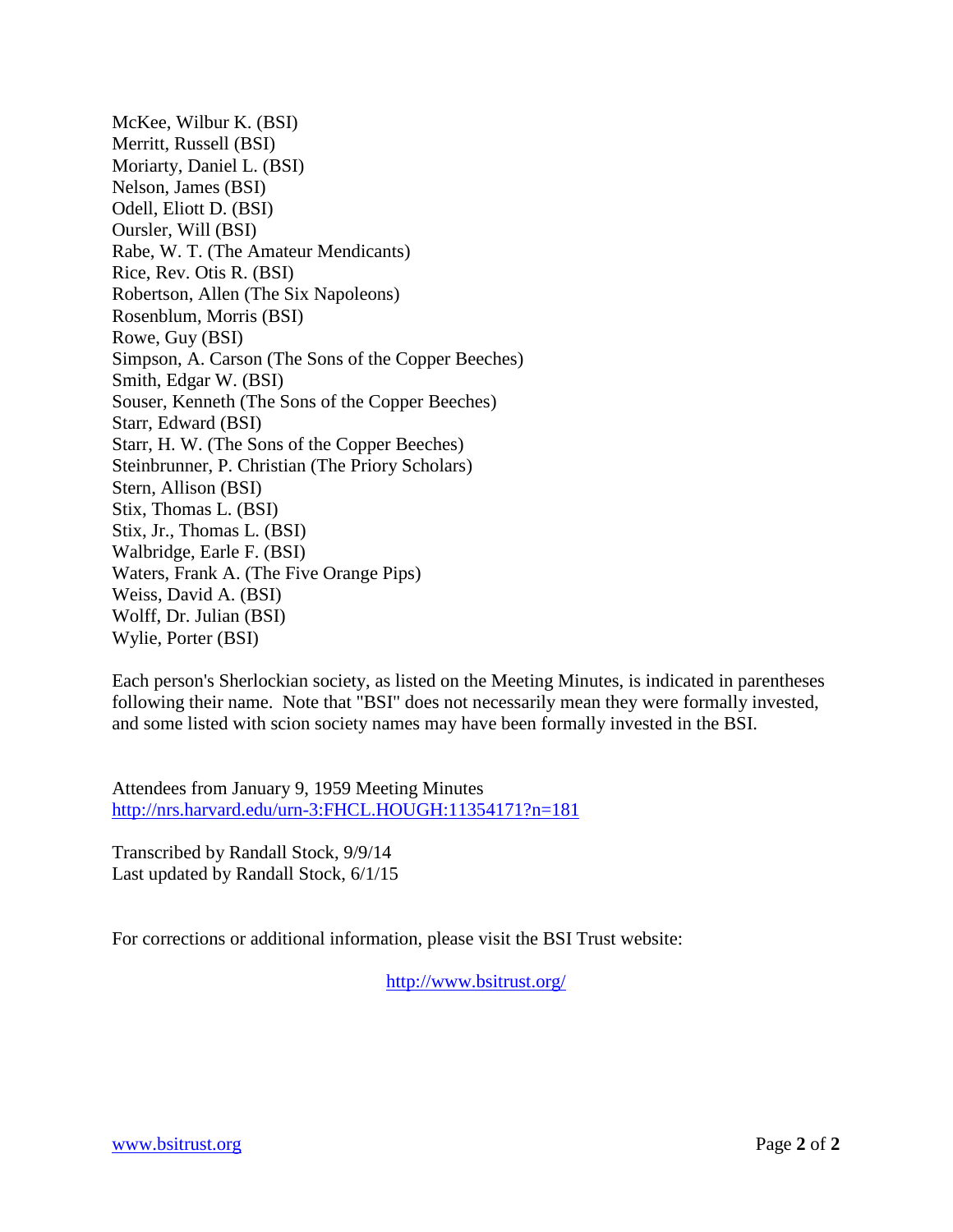McKee, Wilbur K. (BSI)
Merritt, Russell (BSI)
Moriarty, Daniel L. (BSI)
Nelson, James (BSI)
Odell, Eliott D. (BSI)
Oursler, Will (BSI)
Rabe, W. T. (The Amateur Mendicants)
Rice, Rev. Otis R. (BSI)
Robertson, Allen (The Six Napoleons)
Rosenblum, Morris (BSI)
Rowe, Guy (BSI)
Simpson, A. Carson (The Sons of the Copper Beeches)
Smith, Edgar W. (BSI)
Souser, Kenneth (The Sons of the Copper Beeches)
Starr, Edward (BSI)
Starr, H. W. (The Sons of the Copper Beeches)
Steinbrunner, P. Christian (The Priory Scholars)
Stern, Allison (BSI)
Stix, Thomas L. (BSI)
Stix, Jr., Thomas L. (BSI)
Walbridge, Earle F. (BSI)
Waters, Frank A. (The Five Orange Pips)
Weiss, David A. (BSI)
Wolff, Dr. Julian (BSI)
Wylie, Porter (BSI)

Each person's Sherlockian society, as listed on the Meeting Minutes, is indicated in parentheses following their name. Note that "BSI" does not necessarily mean they were formally invested, and some listed with scion society names may have been formally invested in the BSI.

Attendees from January 9, 1959 Meeting Minutes
http://nrs.harvard.edu/urn-3:FHCL.HOUGH:11354171?n=181

Transcribed by Randall Stock, 9/9/14
Last updated by Randall Stock, 6/1/15

For corrections or additional information, please visit the BSI Trust website:

http://www.bsitrust.org/